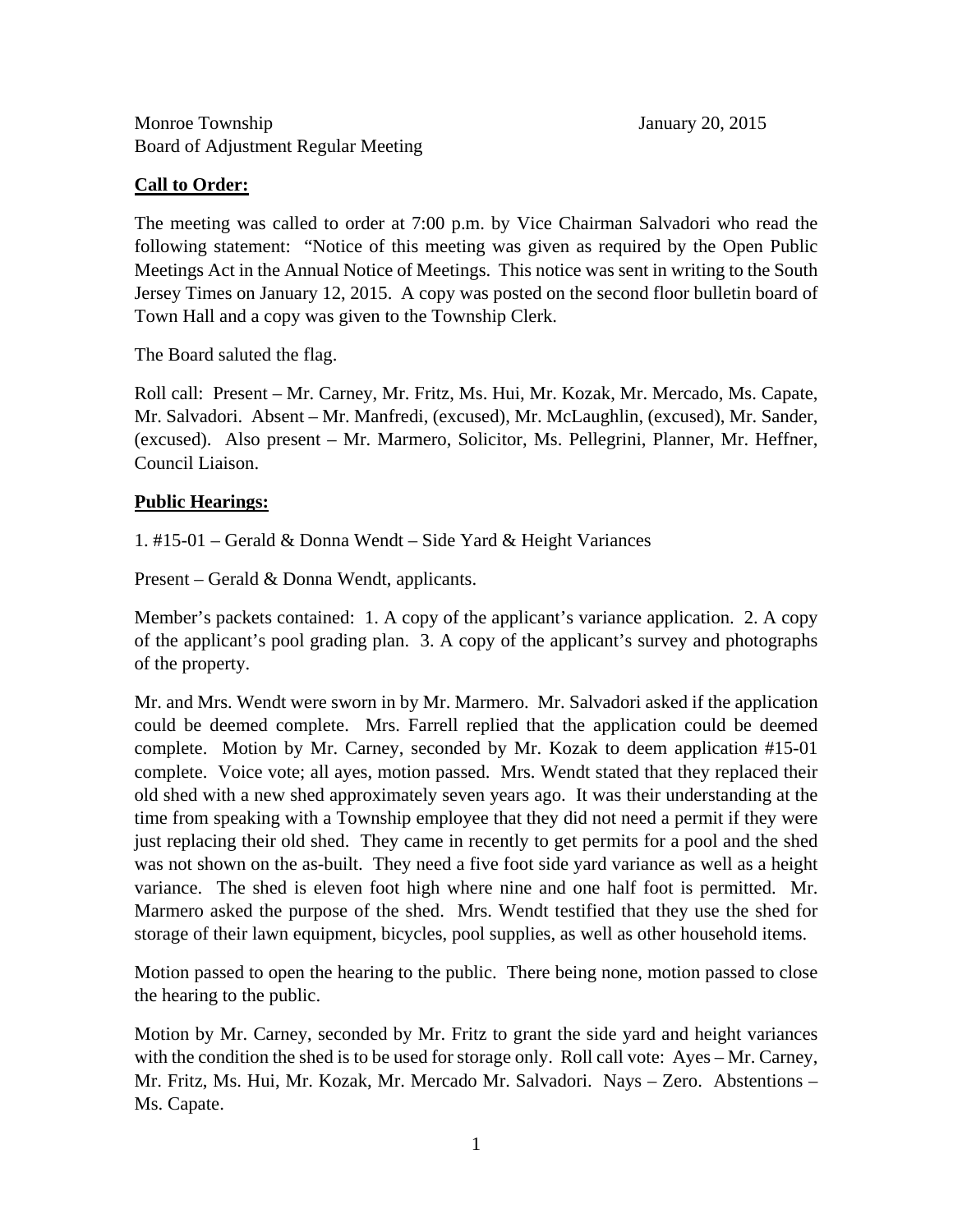Monroe Township January 20, 2015
Board of Adjustment Regular Meeting

**Call to Order:**

The meeting was called to order at 7:00 p.m. by Vice Chairman Salvadori who read the following statement: "Notice of this meeting was given as required by the Open Public Meetings Act in the Annual Notice of Meetings. This notice was sent in writing to the South Jersey Times on January 12, 2015. A copy was posted on the second floor bulletin board of Town Hall and a copy was given to the Township Clerk.

The Board saluted the flag.

Roll call: Present – Mr. Carney, Mr. Fritz, Ms. Hui, Mr. Kozak, Mr. Mercado, Ms. Capate, Mr. Salvadori. Absent – Mr. Manfredi, (excused), Mr. McLaughlin, (excused), Mr. Sander, (excused). Also present – Mr. Marmero, Solicitor, Ms. Pellegrini, Planner, Mr. Heffner, Council Liaison.

**Public Hearings:**

1. #15-01 – Gerald & Donna Wendt – Side Yard & Height Variances

Present – Gerald & Donna Wendt, applicants.

Member's packets contained: 1. A copy of the applicant's variance application. 2. A copy of the applicant's pool grading plan. 3. A copy of the applicant's survey and photographs of the property.

Mr. and Mrs. Wendt were sworn in by Mr. Marmero. Mr. Salvadori asked if the application could be deemed complete. Mrs. Farrell replied that the application could be deemed complete. Motion by Mr. Carney, seconded by Mr. Kozak to deem application #15-01 complete. Voice vote; all ayes, motion passed. Mrs. Wendt stated that they replaced their old shed with a new shed approximately seven years ago. It was their understanding at the time from speaking with a Township employee that they did not need a permit if they were just replacing their old shed. They came in recently to get permits for a pool and the shed was not shown on the as-built. They need a five foot side yard variance as well as a height variance. The shed is eleven foot high where nine and one half foot is permitted. Mr. Marmero asked the purpose of the shed. Mrs. Wendt testified that they use the shed for storage of their lawn equipment, bicycles, pool supplies, as well as other household items.

Motion passed to open the hearing to the public. There being none, motion passed to close the hearing to the public.

Motion by Mr. Carney, seconded by Mr. Fritz to grant the side yard and height variances with the condition the shed is to be used for storage only. Roll call vote: Ayes – Mr. Carney, Mr. Fritz, Ms. Hui, Mr. Kozak, Mr. Mercado Mr. Salvadori. Nays – Zero. Abstentions – Ms. Capate.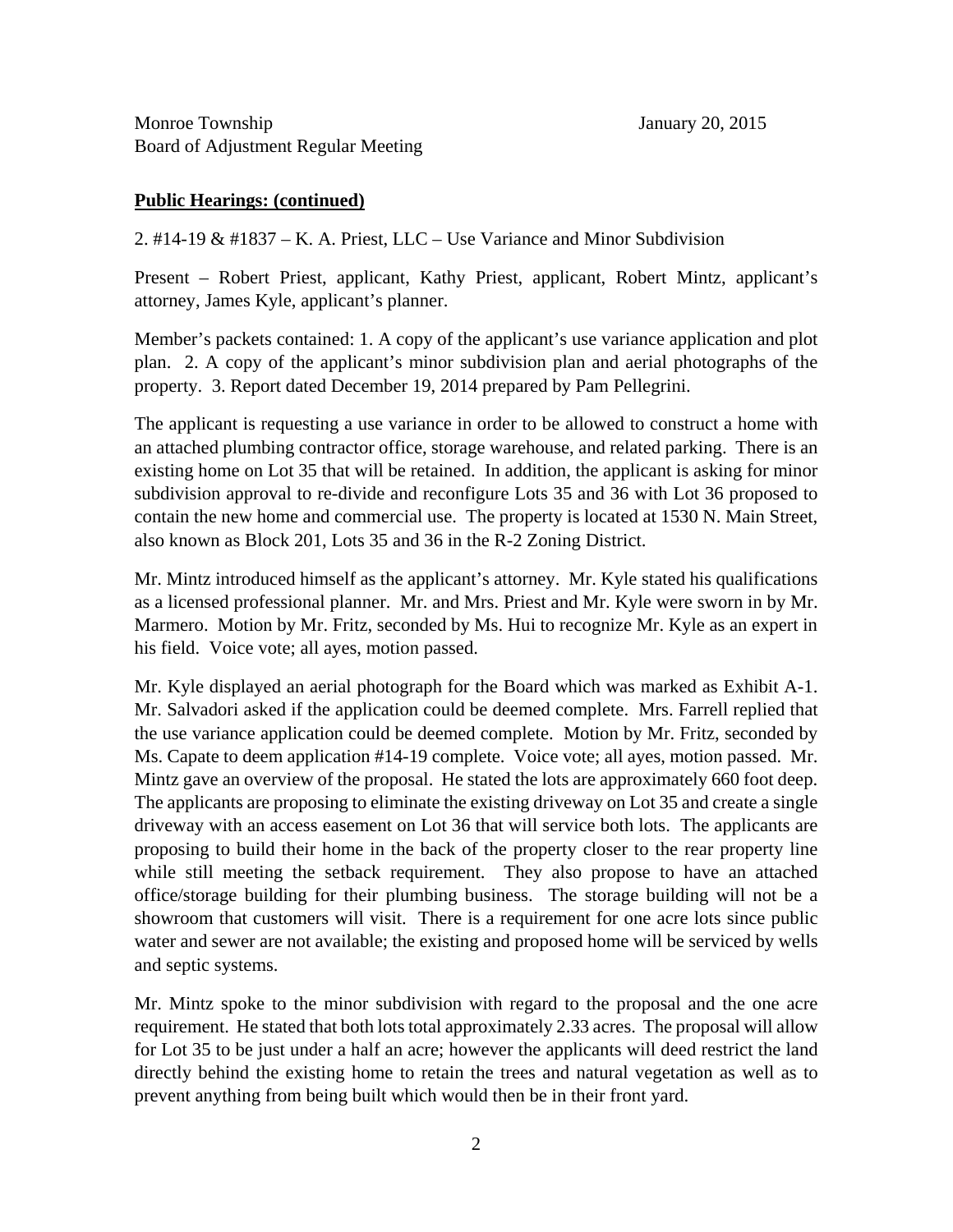Monroe Township
Board of Adjustment Regular Meeting

January 20, 2015

**Public Hearings: (continued)**

2. #14-19 & #1837 – K. A. Priest, LLC – Use Variance and Minor Subdivision

Present – Robert Priest, applicant, Kathy Priest, applicant, Robert Mintz, applicant's attorney, James Kyle, applicant's planner.

Member's packets contained: 1. A copy of the applicant's use variance application and plot plan. 2. A copy of the applicant's minor subdivision plan and aerial photographs of the property. 3. Report dated December 19, 2014 prepared by Pam Pellegrini.

The applicant is requesting a use variance in order to be allowed to construct a home with an attached plumbing contractor office, storage warehouse, and related parking. There is an existing home on Lot 35 that will be retained. In addition, the applicant is asking for minor subdivision approval to re-divide and reconfigure Lots 35 and 36 with Lot 36 proposed to contain the new home and commercial use. The property is located at 1530 N. Main Street, also known as Block 201, Lots 35 and 36 in the R-2 Zoning District.

Mr. Mintz introduced himself as the applicant's attorney. Mr. Kyle stated his qualifications as a licensed professional planner. Mr. and Mrs. Priest and Mr. Kyle were sworn in by Mr. Marmero. Motion by Mr. Fritz, seconded by Ms. Hui to recognize Mr. Kyle as an expert in his field. Voice vote; all ayes, motion passed.

Mr. Kyle displayed an aerial photograph for the Board which was marked as Exhibit A-1. Mr. Salvadori asked if the application could be deemed complete. Mrs. Farrell replied that the use variance application could be deemed complete. Motion by Mr. Fritz, seconded by Ms. Capate to deem application #14-19 complete. Voice vote; all ayes, motion passed. Mr. Mintz gave an overview of the proposal. He stated the lots are approximately 660 foot deep. The applicants are proposing to eliminate the existing driveway on Lot 35 and create a single driveway with an access easement on Lot 36 that will service both lots. The applicants are proposing to build their home in the back of the property closer to the rear property line while still meeting the setback requirement. They also propose to have an attached office/storage building for their plumbing business. The storage building will not be a showroom that customers will visit. There is a requirement for one acre lots since public water and sewer are not available; the existing and proposed home will be serviced by wells and septic systems.

Mr. Mintz spoke to the minor subdivision with regard to the proposal and the one acre requirement. He stated that both lots total approximately 2.33 acres. The proposal will allow for Lot 35 to be just under a half an acre; however the applicants will deed restrict the land directly behind the existing home to retain the trees and natural vegetation as well as to prevent anything from being built which would then be in their front yard.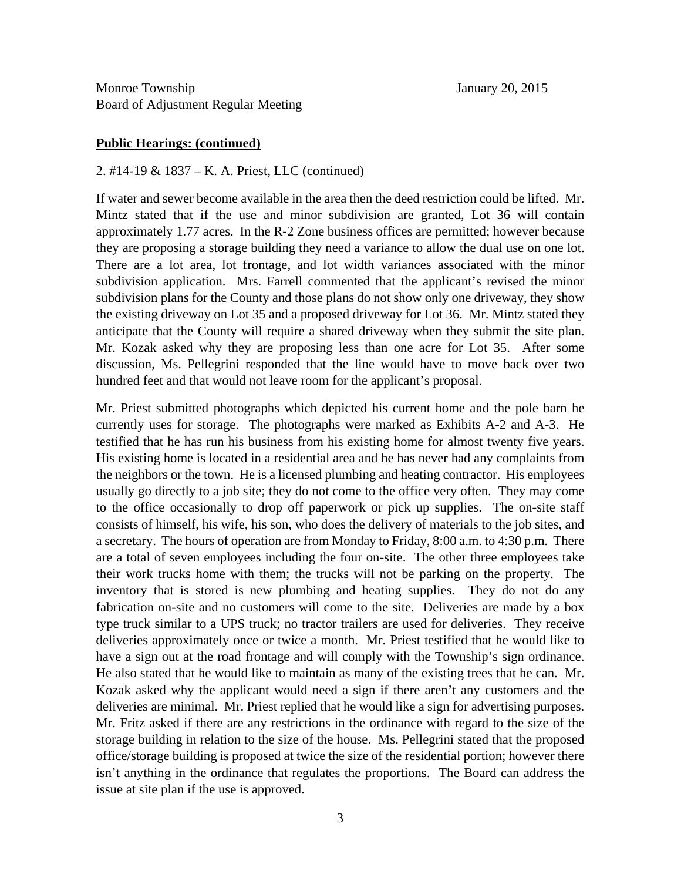Monroe Township
Board of Adjustment Regular Meeting

January 20, 2015

**Public Hearings: (continued)**

2. #14-19 & 1837 – K. A. Priest, LLC (continued)

If water and sewer become available in the area then the deed restriction could be lifted. Mr. Mintz stated that if the use and minor subdivision are granted, Lot 36 will contain approximately 1.77 acres. In the R-2 Zone business offices are permitted; however because they are proposing a storage building they need a variance to allow the dual use on one lot. There are a lot area, lot frontage, and lot width variances associated with the minor subdivision application. Mrs. Farrell commented that the applicant's revised the minor subdivision plans for the County and those plans do not show only one driveway, they show the existing driveway on Lot 35 and a proposed driveway for Lot 36. Mr. Mintz stated they anticipate that the County will require a shared driveway when they submit the site plan. Mr. Kozak asked why they are proposing less than one acre for Lot 35. After some discussion, Ms. Pellegrini responded that the line would have to move back over two hundred feet and that would not leave room for the applicant's proposal.

Mr. Priest submitted photographs which depicted his current home and the pole barn he currently uses for storage. The photographs were marked as Exhibits A-2 and A-3. He testified that he has run his business from his existing home for almost twenty five years. His existing home is located in a residential area and he has never had any complaints from the neighbors or the town. He is a licensed plumbing and heating contractor. His employees usually go directly to a job site; they do not come to the office very often. They may come to the office occasionally to drop off paperwork or pick up supplies. The on-site staff consists of himself, his wife, his son, who does the delivery of materials to the job sites, and a secretary. The hours of operation are from Monday to Friday, 8:00 a.m. to 4:30 p.m. There are a total of seven employees including the four on-site. The other three employees take their work trucks home with them; the trucks will not be parking on the property. The inventory that is stored is new plumbing and heating supplies. They do not do any fabrication on-site and no customers will come to the site. Deliveries are made by a box type truck similar to a UPS truck; no tractor trailers are used for deliveries. They receive deliveries approximately once or twice a month. Mr. Priest testified that he would like to have a sign out at the road frontage and will comply with the Township's sign ordinance. He also stated that he would like to maintain as many of the existing trees that he can. Mr. Kozak asked why the applicant would need a sign if there aren't any customers and the deliveries are minimal. Mr. Priest replied that he would like a sign for advertising purposes. Mr. Fritz asked if there are any restrictions in the ordinance with regard to the size of the storage building in relation to the size of the house. Ms. Pellegrini stated that the proposed office/storage building is proposed at twice the size of the residential portion; however there isn't anything in the ordinance that regulates the proportions. The Board can address the issue at site plan if the use is approved.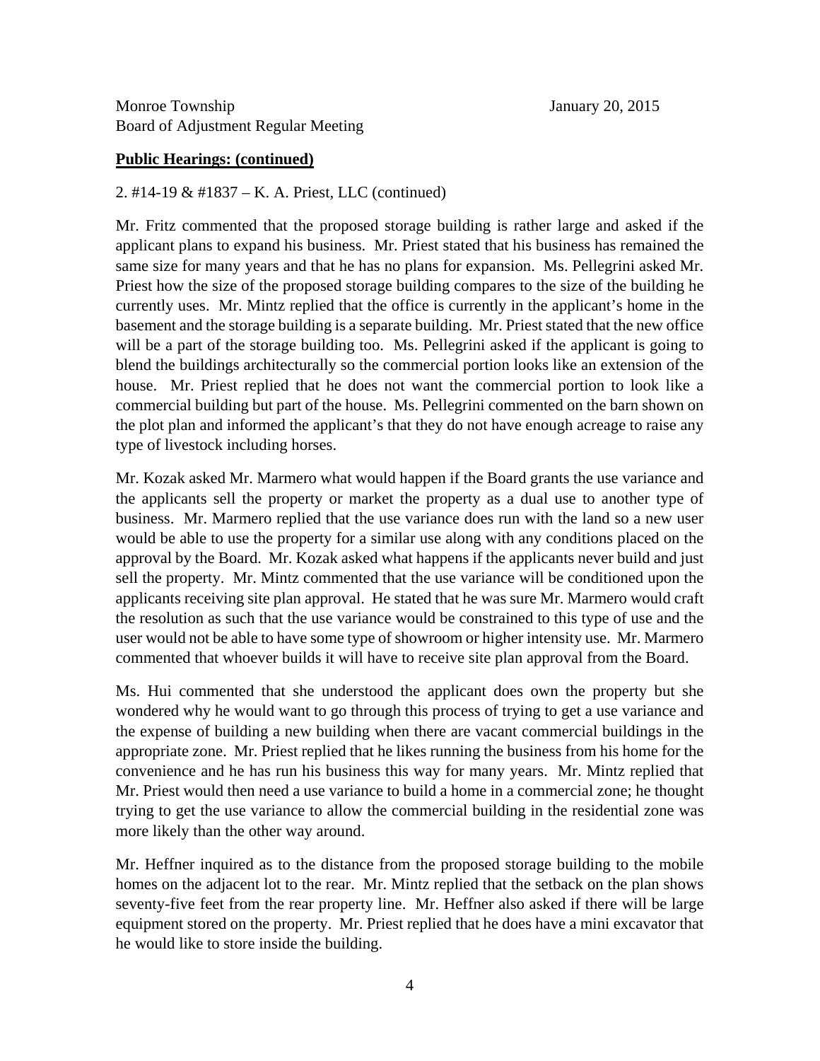**Public Hearings: (continued)**

2. #14-19 & #1837 – K. A. Priest, LLC (continued)

Mr. Fritz commented that the proposed storage building is rather large and asked if the applicant plans to expand his business. Mr. Priest stated that his business has remained the same size for many years and that he has no plans for expansion. Ms. Pellegrini asked Mr. Priest how the size of the proposed storage building compares to the size of the building he currently uses. Mr. Mintz replied that the office is currently in the applicant's home in the basement and the storage building is a separate building. Mr. Priest stated that the new office will be a part of the storage building too. Ms. Pellegrini asked if the applicant is going to blend the buildings architecturally so the commercial portion looks like an extension of the house. Mr. Priest replied that he does not want the commercial portion to look like a commercial building but part of the house. Ms. Pellegrini commented on the barn shown on the plot plan and informed the applicant's that they do not have enough acreage to raise any type of livestock including horses.

Mr. Kozak asked Mr. Marmero what would happen if the Board grants the use variance and the applicants sell the property or market the property as a dual use to another type of business. Mr. Marmero replied that the use variance does run with the land so a new user would be able to use the property for a similar use along with any conditions placed on the approval by the Board. Mr. Kozak asked what happens if the applicants never build and just sell the property. Mr. Mintz commented that the use variance will be conditioned upon the applicants receiving site plan approval. He stated that he was sure Mr. Marmero would craft the resolution as such that the use variance would be constrained to this type of use and the user would not be able to have some type of showroom or higher intensity use. Mr. Marmero commented that whoever builds it will have to receive site plan approval from the Board.

Ms. Hui commented that she understood the applicant does own the property but she wondered why he would want to go through this process of trying to get a use variance and the expense of building a new building when there are vacant commercial buildings in the appropriate zone. Mr. Priest replied that he likes running the business from his home for the convenience and he has run his business this way for many years. Mr. Mintz replied that Mr. Priest would then need a use variance to build a home in a commercial zone; he thought trying to get the use variance to allow the commercial building in the residential zone was more likely than the other way around.

Mr. Heffner inquired as to the distance from the proposed storage building to the mobile homes on the adjacent lot to the rear. Mr. Mintz replied that the setback on the plan shows seventy-five feet from the rear property line. Mr. Heffner also asked if there will be large equipment stored on the property. Mr. Priest replied that he does have a mini excavator that he would like to store inside the building.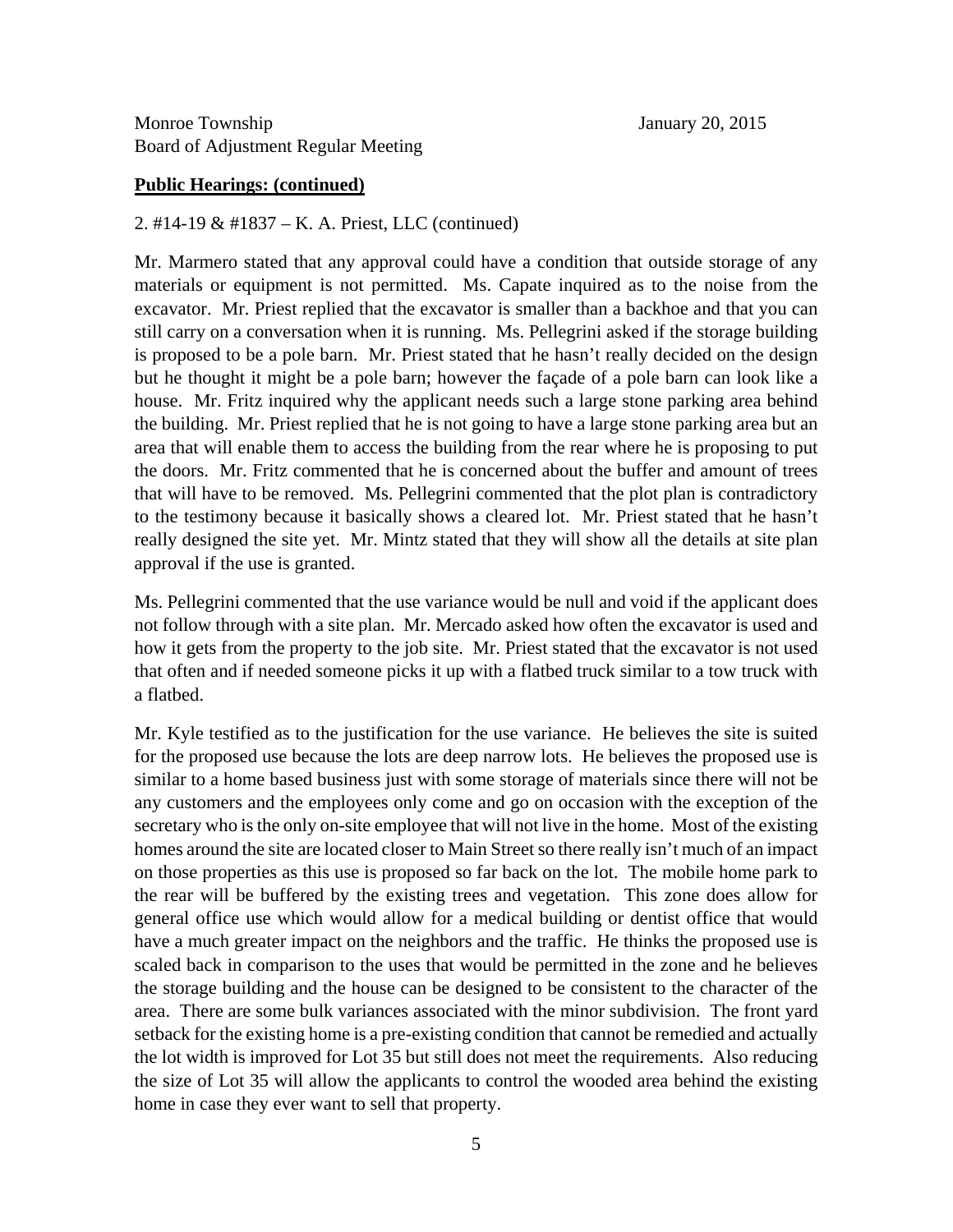**Public Hearings: (continued)**

2. #14-19 & #1837 – K. A. Priest, LLC (continued)

Mr. Marmero stated that any approval could have a condition that outside storage of any materials or equipment is not permitted. Ms. Capate inquired as to the noise from the excavator. Mr. Priest replied that the excavator is smaller than a backhoe and that you can still carry on a conversation when it is running. Ms. Pellegrini asked if the storage building is proposed to be a pole barn. Mr. Priest stated that he hasn't really decided on the design but he thought it might be a pole barn; however the façade of a pole barn can look like a house. Mr. Fritz inquired why the applicant needs such a large stone parking area behind the building. Mr. Priest replied that he is not going to have a large stone parking area but an area that will enable them to access the building from the rear where he is proposing to put the doors. Mr. Fritz commented that he is concerned about the buffer and amount of trees that will have to be removed. Ms. Pellegrini commented that the plot plan is contradictory to the testimony because it basically shows a cleared lot. Mr. Priest stated that he hasn't really designed the site yet. Mr. Mintz stated that they will show all the details at site plan approval if the use is granted.

Ms. Pellegrini commented that the use variance would be null and void if the applicant does not follow through with a site plan. Mr. Mercado asked how often the excavator is used and how it gets from the property to the job site. Mr. Priest stated that the excavator is not used that often and if needed someone picks it up with a flatbed truck similar to a tow truck with a flatbed.

Mr. Kyle testified as to the justification for the use variance. He believes the site is suited for the proposed use because the lots are deep narrow lots. He believes the proposed use is similar to a home based business just with some storage of materials since there will not be any customers and the employees only come and go on occasion with the exception of the secretary who is the only on-site employee that will not live in the home. Most of the existing homes around the site are located closer to Main Street so there really isn't much of an impact on those properties as this use is proposed so far back on the lot. The mobile home park to the rear will be buffered by the existing trees and vegetation. This zone does allow for general office use which would allow for a medical building or dentist office that would have a much greater impact on the neighbors and the traffic. He thinks the proposed use is scaled back in comparison to the uses that would be permitted in the zone and he believes the storage building and the house can be designed to be consistent to the character of the area. There are some bulk variances associated with the minor subdivision. The front yard setback for the existing home is a pre-existing condition that cannot be remedied and actually the lot width is improved for Lot 35 but still does not meet the requirements. Also reducing the size of Lot 35 will allow the applicants to control the wooded area behind the existing home in case they ever want to sell that property.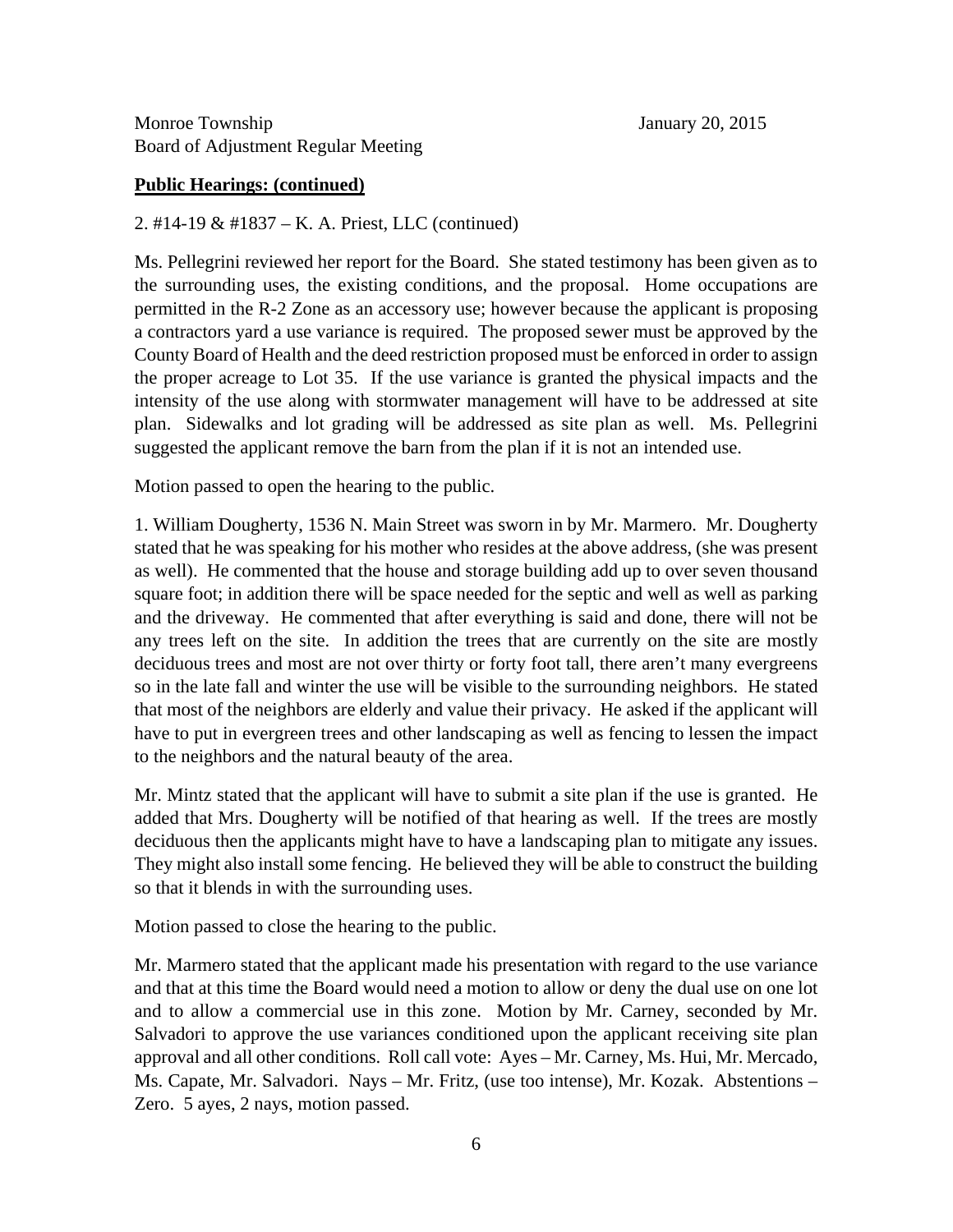Monroe Township January 20, 2015
Board of Adjustment Regular Meeting

**Public Hearings: (continued)**

2. #14-19 & #1837 – K. A. Priest, LLC (continued)

Ms. Pellegrini reviewed her report for the Board. She stated testimony has been given as to the surrounding uses, the existing conditions, and the proposal. Home occupations are permitted in the R-2 Zone as an accessory use; however because the applicant is proposing a contractors yard a use variance is required. The proposed sewer must be approved by the County Board of Health and the deed restriction proposed must be enforced in order to assign the proper acreage to Lot 35. If the use variance is granted the physical impacts and the intensity of the use along with stormwater management will have to be addressed at site plan. Sidewalks and lot grading will be addressed as site plan as well. Ms. Pellegrini suggested the applicant remove the barn from the plan if it is not an intended use.

Motion passed to open the hearing to the public.

1. William Dougherty, 1536 N. Main Street was sworn in by Mr. Marmero. Mr. Dougherty stated that he was speaking for his mother who resides at the above address, (she was present as well). He commented that the house and storage building add up to over seven thousand square foot; in addition there will be space needed for the septic and well as well as parking and the driveway. He commented that after everything is said and done, there will not be any trees left on the site. In addition the trees that are currently on the site are mostly deciduous trees and most are not over thirty or forty foot tall, there aren't many evergreens so in the late fall and winter the use will be visible to the surrounding neighbors. He stated that most of the neighbors are elderly and value their privacy. He asked if the applicant will have to put in evergreen trees and other landscaping as well as fencing to lessen the impact to the neighbors and the natural beauty of the area.

Mr. Mintz stated that the applicant will have to submit a site plan if the use is granted. He added that Mrs. Dougherty will be notified of that hearing as well. If the trees are mostly deciduous then the applicants might have to have a landscaping plan to mitigate any issues. They might also install some fencing. He believed they will be able to construct the building so that it blends in with the surrounding uses.

Motion passed to close the hearing to the public.

Mr. Marmero stated that the applicant made his presentation with regard to the use variance and that at this time the Board would need a motion to allow or deny the dual use on one lot and to allow a commercial use in this zone. Motion by Mr. Carney, seconded by Mr. Salvadori to approve the use variances conditioned upon the applicant receiving site plan approval and all other conditions. Roll call vote: Ayes – Mr. Carney, Ms. Hui, Mr. Mercado, Ms. Capate, Mr. Salvadori. Nays – Mr. Fritz, (use too intense), Mr. Kozak. Abstentions – Zero. 5 ayes, 2 nays, motion passed.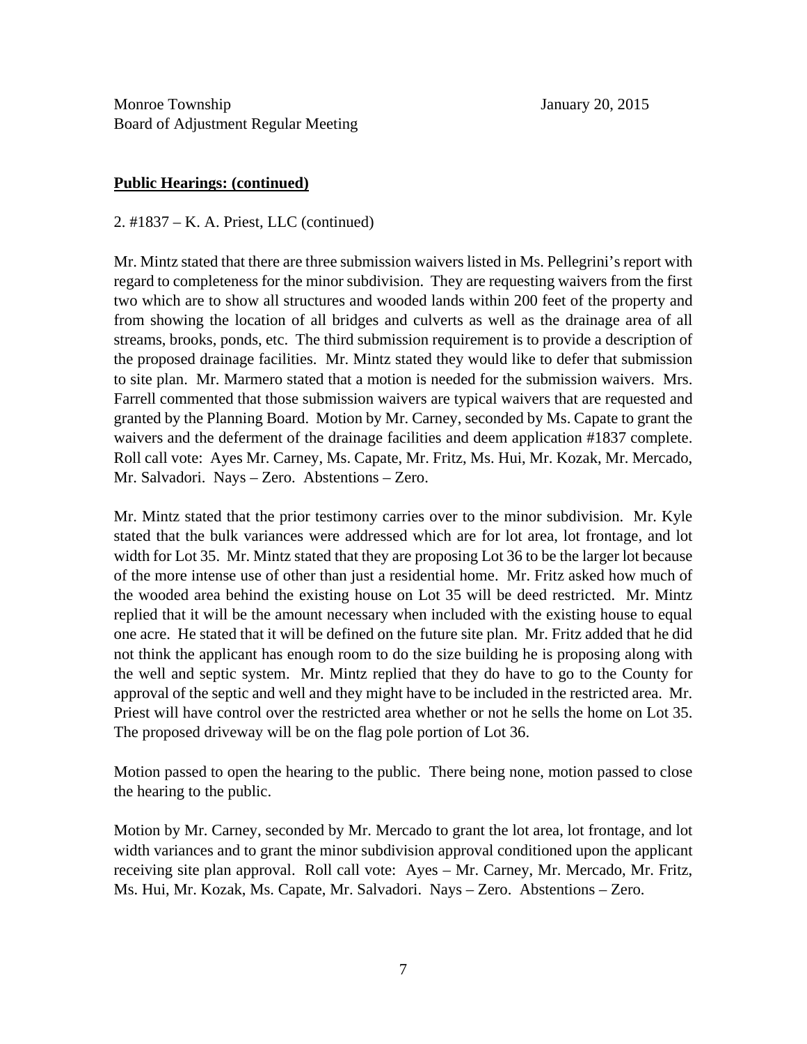**Public Hearings: (continued)**

2. #1837 – K. A. Priest, LLC (continued)

Mr. Mintz stated that there are three submission waivers listed in Ms. Pellegrini's report with regard to completeness for the minor subdivision. They are requesting waivers from the first two which are to show all structures and wooded lands within 200 feet of the property and from showing the location of all bridges and culverts as well as the drainage area of all streams, brooks, ponds, etc. The third submission requirement is to provide a description of the proposed drainage facilities. Mr. Mintz stated they would like to defer that submission to site plan. Mr. Marmero stated that a motion is needed for the submission waivers. Mrs. Farrell commented that those submission waivers are typical waivers that are requested and granted by the Planning Board. Motion by Mr. Carney, seconded by Ms. Capate to grant the waivers and the deferment of the drainage facilities and deem application #1837 complete. Roll call vote: Ayes Mr. Carney, Ms. Capate, Mr. Fritz, Ms. Hui, Mr. Kozak, Mr. Mercado, Mr. Salvadori. Nays – Zero. Abstentions – Zero.

Mr. Mintz stated that the prior testimony carries over to the minor subdivision. Mr. Kyle stated that the bulk variances were addressed which are for lot area, lot frontage, and lot width for Lot 35. Mr. Mintz stated that they are proposing Lot 36 to be the larger lot because of the more intense use of other than just a residential home. Mr. Fritz asked how much of the wooded area behind the existing house on Lot 35 will be deed restricted. Mr. Mintz replied that it will be the amount necessary when included with the existing house to equal one acre. He stated that it will be defined on the future site plan. Mr. Fritz added that he did not think the applicant has enough room to do the size building he is proposing along with the well and septic system. Mr. Mintz replied that they do have to go to the County for approval of the septic and well and they might have to be included in the restricted area. Mr. Priest will have control over the restricted area whether or not he sells the home on Lot 35. The proposed driveway will be on the flag pole portion of Lot 36.

Motion passed to open the hearing to the public. There being none, motion passed to close the hearing to the public.

Motion by Mr. Carney, seconded by Mr. Mercado to grant the lot area, lot frontage, and lot width variances and to grant the minor subdivision approval conditioned upon the applicant receiving site plan approval. Roll call vote: Ayes – Mr. Carney, Mr. Mercado, Mr. Fritz, Ms. Hui, Mr. Kozak, Ms. Capate, Mr. Salvadori. Nays – Zero. Abstentions – Zero.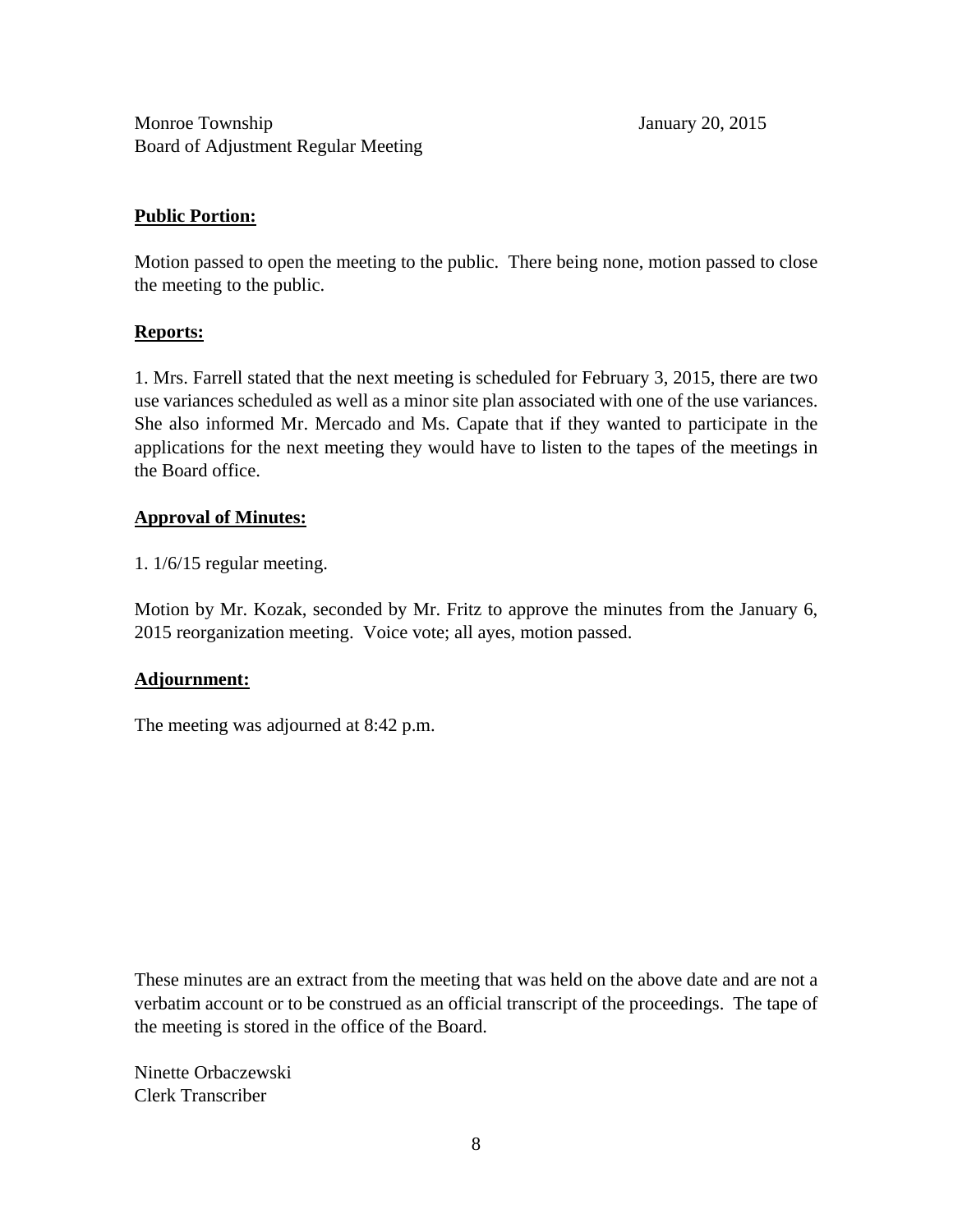Monroe Township January 20, 2015
Board of Adjustment Regular Meeting

**Public Portion:**

Motion passed to open the meeting to the public. There being none, motion passed to close the meeting to the public.

**Reports:**

1. Mrs. Farrell stated that the next meeting is scheduled for February 3, 2015, there are two use variances scheduled as well as a minor site plan associated with one of the use variances. She also informed Mr. Mercado and Ms. Capate that if they wanted to participate in the applications for the next meeting they would have to listen to the tapes of the meetings in the Board office.

**Approval of Minutes:**

1. 1/6/15 regular meeting.

Motion by Mr. Kozak, seconded by Mr. Fritz to approve the minutes from the January 6, 2015 reorganization meeting. Voice vote; all ayes, motion passed.

**Adjournment:**

The meeting was adjourned at 8:42 p.m.

These minutes are an extract from the meeting that was held on the above date and are not a verbatim account or to be construed as an official transcript of the proceedings. The tape of the meeting is stored in the office of the Board.

Ninette Orbaczewski
Clerk Transcriber